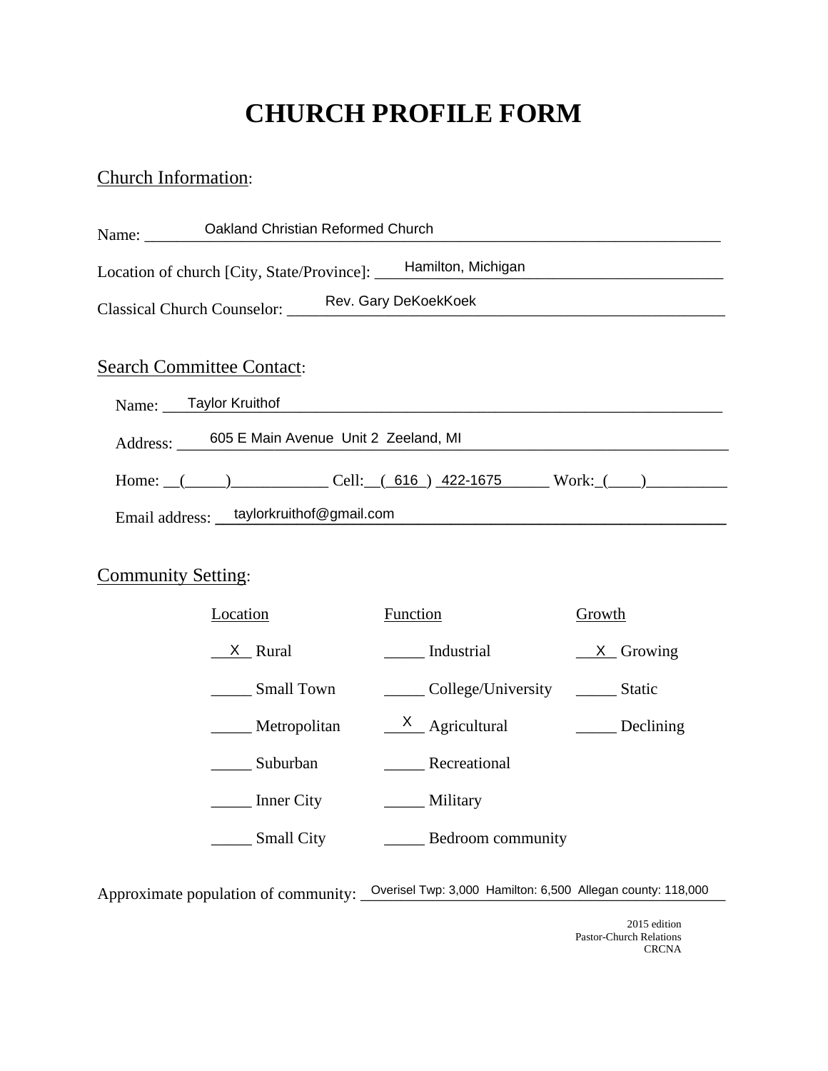# CHURCH PROFILE FORM

## Church Information:

Name: Oakland Christian Reformed Church

Location of church [City, State/Province]: Hamilton, Michigan

Classical Church Counselor: Rev. Gary DeKoekKoek

## Search Committee Contact:

Name: Taylor Kruithof

Address: 605 E Main Avenue Unit 2 Zeeland, MI

Home: (\_\_\_\_\_)\_\_\_\_\_\_\_\_\_\_\_\_ Cell: ( 616 ) 422-1675 Work: (\_\_\_\_)\_\_\_\_\_\_\_\_\_\_

Email address: taylorkruithof@gmail.com

## Community Setting:

| Location | Function | Growth |
|---|---|---|
| X Rural | \_\_\_\_\_ Industrial | X Growing |
| \_\_\_\_\_ Small Town | \_\_\_\_\_ College/University | \_\_\_\_\_ Static |
| \_\_\_\_\_ Metropolitan | X Agricultural | \_\_\_\_\_ Declining |
| \_\_\_\_\_ Suburban | \_\_\_\_\_ Recreational | |
| \_\_\_\_\_ Inner City | \_\_\_\_\_ Military | |
| \_\_\_\_\_ Small City | \_\_\_\_\_ Bedroom community | |

Approximate population of community: Overisel Twp: 3,000 Hamilton: 6,500 Allegan county: 118,000

2015 edition
Pastor-Church Relations
CRCNA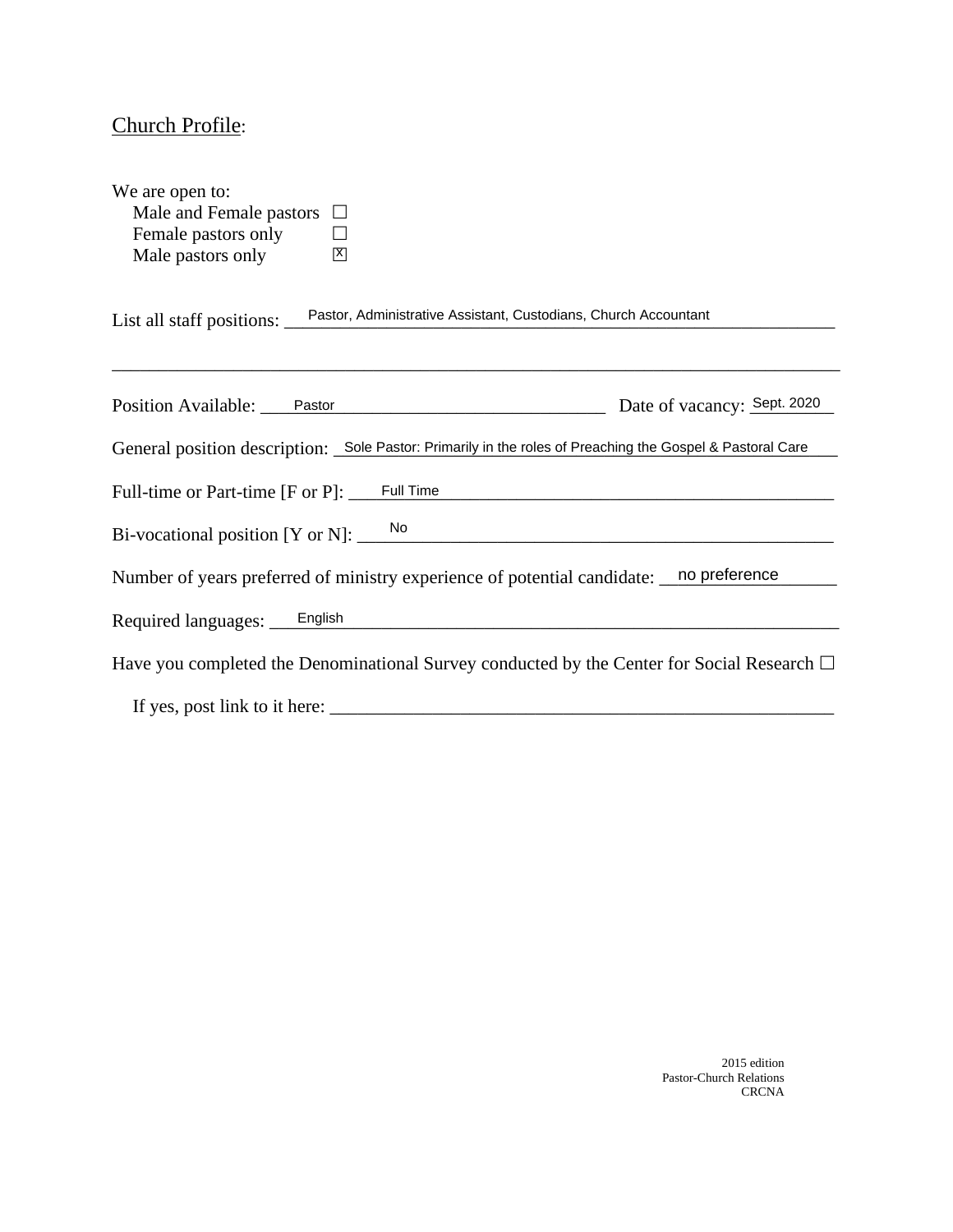Church Profile:

We are open to:

- Male and Female pastors ☐
- Female pastors only ☐
- Male pastors only ☒

List all staff positions: Pastor, Administrative Assistant, Custodians, Church Accountant

Position Available: Pastor Date of vacancy: Sept. 2020

General position description: Sole Pastor: Primarily in the roles of Preaching the Gospel & Pastoral Care

Full-time or Part-time [F or P]: Full Time

Bi-vocational position [Y or N]: No

Number of years preferred of ministry experience of potential candidate: no preference

Required languages: English

Have you completed the Denominational Survey conducted by the Center for Social Research ☐

If yes, post link to it here: ____________

2015 edition
Pastor-Church Relations
CRCNA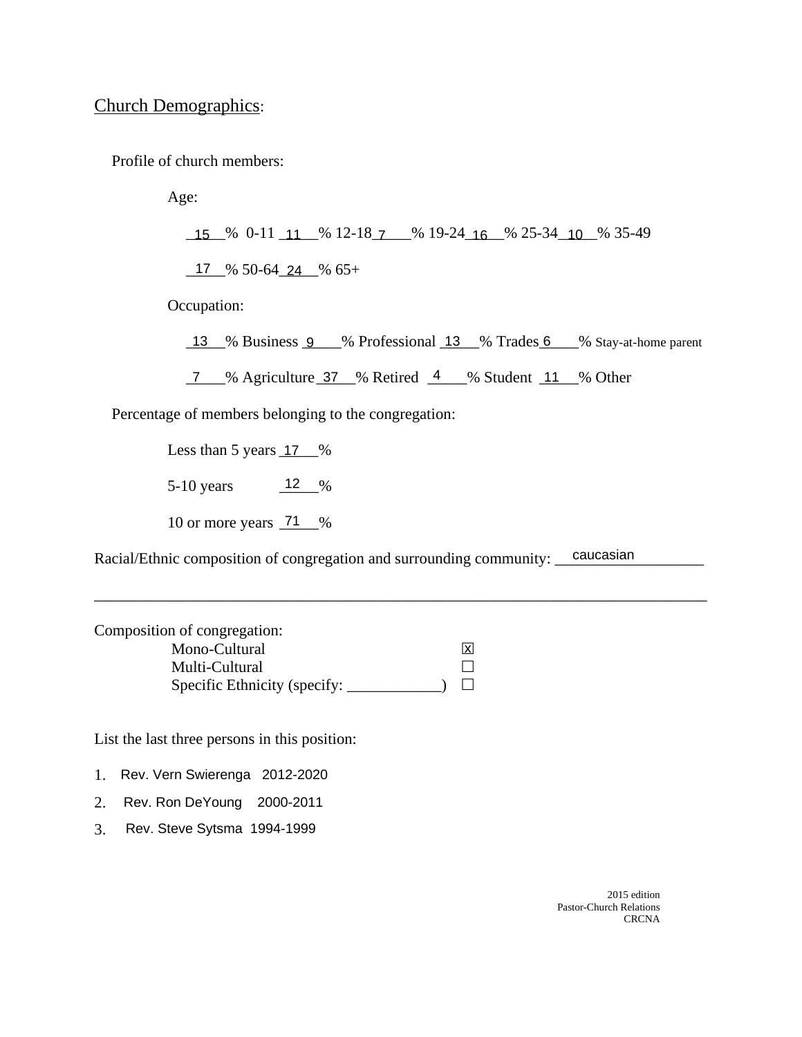## Church Demographics:

Profile of church members:

Age:

__15__% 0-11 __11__% 12-18 __7__% 19-24 __16__% 25-34 __10__% 35-49

__17__% 50-64 __24__% 65+

Occupation:

__13__% Business __9__% Professional __13__% Trades __6__% Stay-at-home parent

__7__% Agriculture __37__% Retired __4__% Student __11__% Other

Percentage of members belonging to the congregation:

Less than 5 years __17__%

5-10 years __12__%

10 or more years __71__%

Racial/Ethnic composition of congregation and surrounding community: __caucasian__

Composition of congregation:

- Mono-Cultural ☒
- Multi-Cultural ☐
- Specific Ethnicity (specify: ____________) ☐

List the last three persons in this position:

1. Rev. Vern Swierenga 2012-2020
2. Rev. Ron DeYoung 2000-2011
3. Rev. Steve Sytsma 1994-1999

2015 edition
Pastor-Church Relations
CRCNA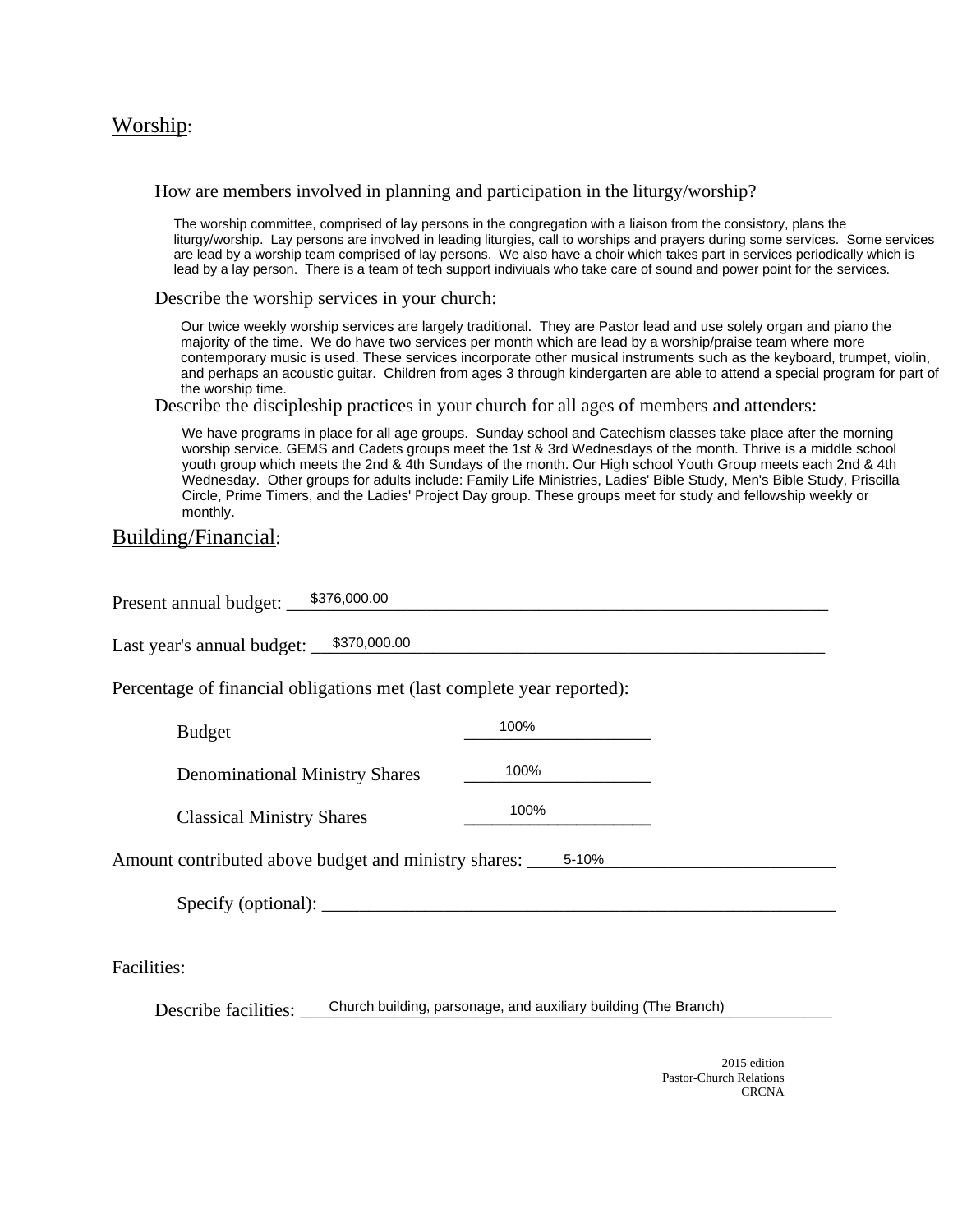## Worship:

How are members involved in planning and participation in the liturgy/worship?

The worship committee, comprised of lay persons in the congregation with a liaison from the consistory, plans the liturgy/worship. Lay persons are involved in leading liturgies, call to worships and prayers during some services. Some services are lead by a worship team comprised of lay persons. We also have a choir which takes part in services periodically which is lead by a lay person. There is a team of tech support indiviuals who take care of sound and power point for the services.

Describe the worship services in your church:

Our twice weekly worship services are largely traditional. They are Pastor lead and use solely organ and piano the majority of the time. We do have two services per month which are lead by a worship/praise team where more contemporary music is used. These services incorporate other musical instruments such as the keyboard, trumpet, violin, and perhaps an acoustic guitar. Children from ages 3 through kindergarten are able to attend a special program for part of the worship time.

Describe the discipleship practices in your church for all ages of members and attenders:

We have programs in place for all age groups. Sunday school and Catechism classes take place after the morning worship service. GEMS and Cadets groups meet the 1st & 3rd Wednesdays of the month. Thrive is a middle school youth group which meets the 2nd & 4th Sundays of the month. Our High school Youth Group meets each 2nd & 4th Wednesday. Other groups for adults include: Family Life Ministries, Ladies' Bible Study, Men's Bible Study, Priscilla Circle, Prime Timers, and the Ladies' Project Day group. These groups meet for study and fellowship weekly or monthly.

## Building/Financial:

Present annual budget: $376,000.00

Last year's annual budget: $370,000.00

Percentage of financial obligations met (last complete year reported):

| | |
|---|---|
| Budget | 100% |
| Denominational Ministry Shares | 100% |
| Classical Ministry Shares | 100% |

Amount contributed above budget and ministry shares: 5-10%

Specify (optional): ______________________

Facilities:

Describe facilities: Church building, parsonage, and auxiliary building (The Branch)

2015 edition
Pastor-Church Relations
CRCNA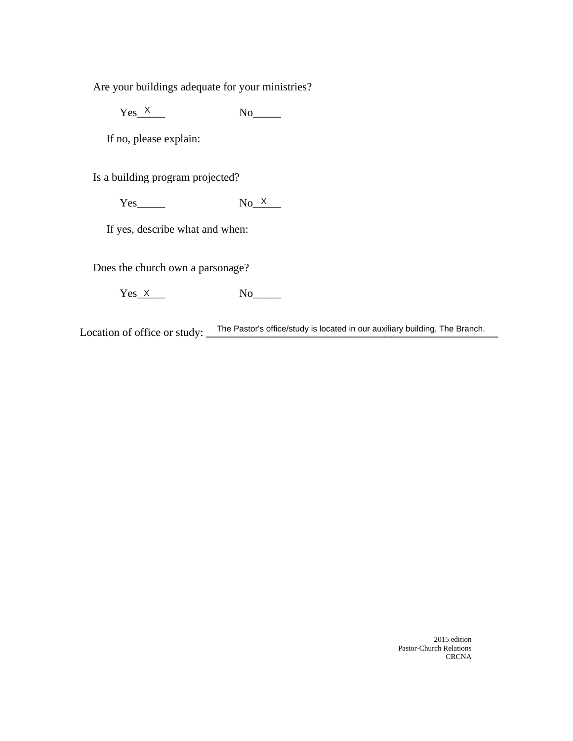Are your buildings adequate for your ministries?

Yes__X__ No_____

If no, please explain:

Is a building program projected?

Yes_____ No__X__

If yes, describe what and when:

Does the church own a parsonage?

Yes__X__ No_____

Location of office or study: The Pastor's office/study is located in our auxiliary building, The Branch.

2015 edition
Pastor-Church Relations
CRCNA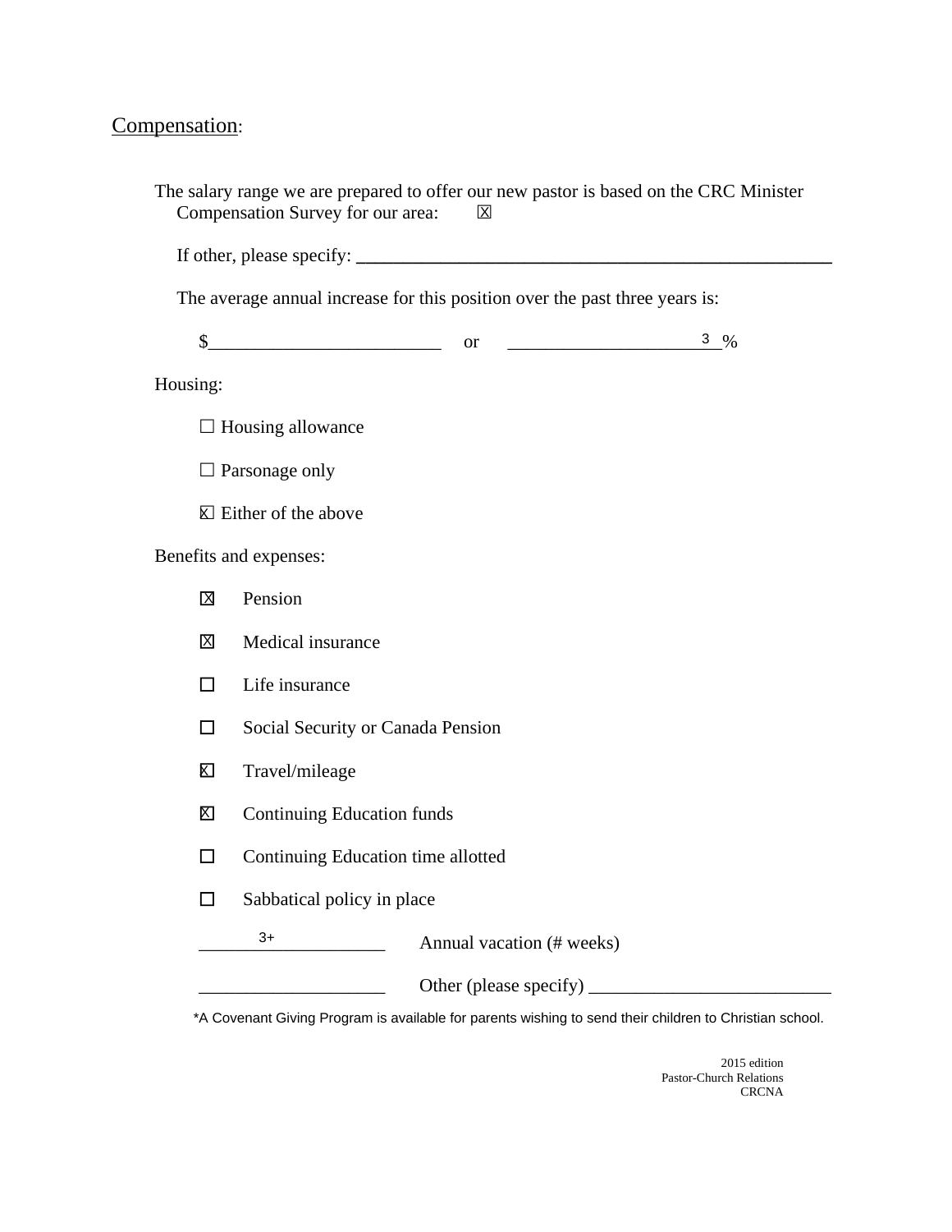<u>Compensation</u>:

The salary range we are prepared to offer our new pastor is based on the CRC Minister Compensation Survey for our area: ☒

If other, please specify: ______________________________________________

The average annual increase for this position over the past three years is:

$________________________ or ______________________3 %

Housing:

☐ Housing allowance

☐ Parsonage only

☒ Either of the above

Benefits and expenses:

- ☒ Pension
- ☒ Medical insurance
- ☐ Life insurance
- ☐ Social Security or Canada Pension
- ☒ Travel/mileage
- ☒ Continuing Education funds
- ☐ Continuing Education time allotted
- ☐ Sabbatical policy in place

______3+______ Annual vacation (# weeks)

____________________ Other (please specify) __________________________

*A Covenant Giving Program is available for parents wishing to send their children to Christian school.

2015 edition
Pastor-Church Relations
CRCNA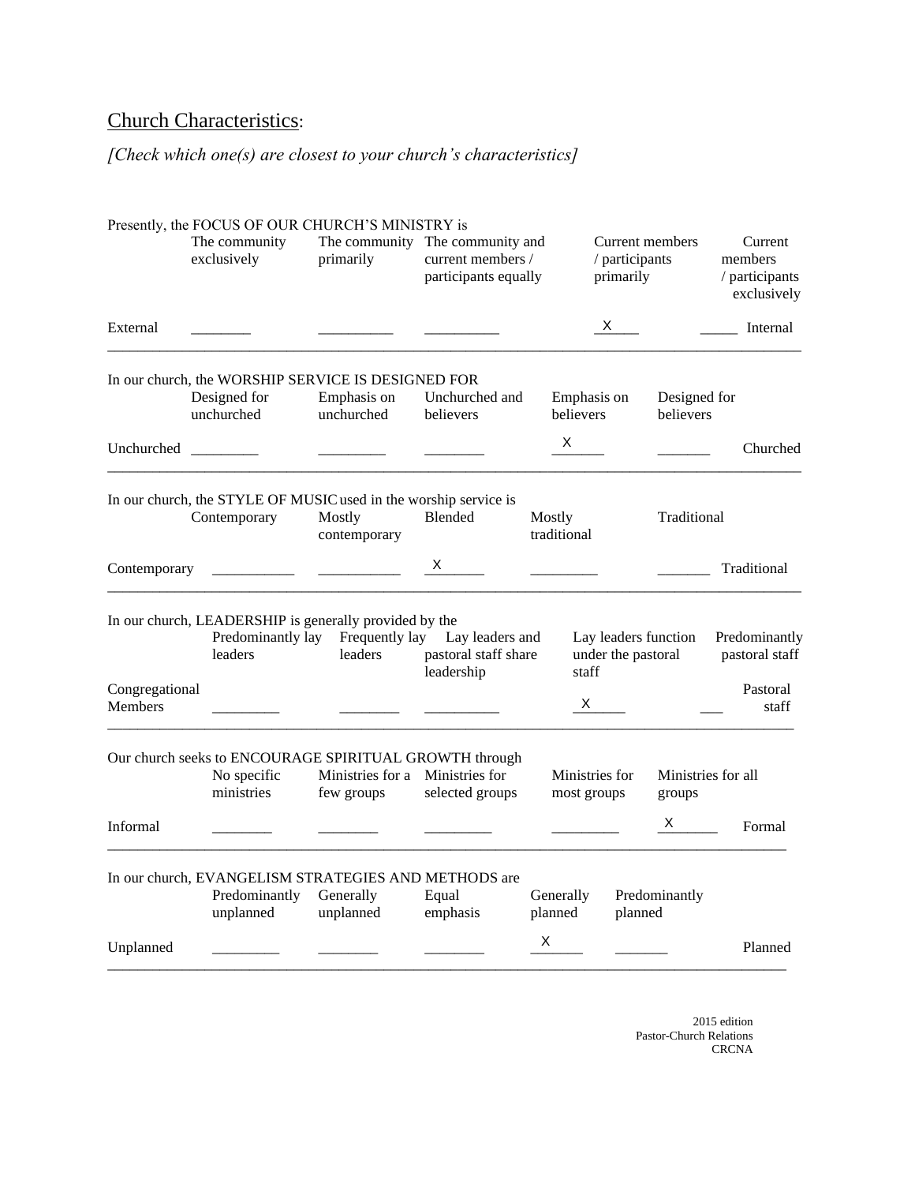## Church Characteristics:

*[Check which one(s) are closest to your church's characteristics]*

Presently, the FOCUS OF OUR CHURCH'S MINISTRY is

| | The community exclusively | The community primarily | The community and current members / participants equally | Current members / participants primarily | Current members / participants exclusively | |
|---|---|---|---|---|---|---|
| External | ________ | __________ | __________ | X | _____ | Internal |

In our church, the WORSHIP SERVICE IS DESIGNED FOR

| | Designed for unchurched | Emphasis on unchurched | Unchurched and believers | Emphasis on believers | Designed for believers | |
|---|---|---|---|---|---|---|
| Unchurched | _________ | _________ | ________ | X | _______ | Churched |

In our church, the STYLE OF MUSIC used in the worship service is

| | Contemporary | Mostly contemporary | Blended | Mostly traditional | Traditional | |
|---|---|---|---|---|---|---|
| Contemporary | ___________ | ___________ | X | _________ | _______ | Traditional |

In our church, LEADERSHIP is generally provided by the

| | Predominantly lay leaders | Frequently lay leaders | Lay leaders and pastoral staff share leadership | Lay leaders function under the pastoral staff | Predominantly pastoral staff | |
|---|---|---|---|---|---|---|
| Congregational Members | _________ | ________ | __________ | X | ___ | Pastoral staff |

Our church seeks to ENCOURAGE SPIRITUAL GROWTH through

| | No specific ministries | Ministries for a few groups | Ministries for selected groups | Ministries for most groups | Ministries for all groups | |
|---|---|---|---|---|---|---|
| Informal | ________ | ________ | _________ | _________ | X | Formal |

In our church, EVANGELISM STRATEGIES AND METHODS are

| | Predominantly unplanned | Generally unplanned | Equal emphasis | Generally planned | Predominantly planned | |
|---|---|---|---|---|---|---|
| Unplanned | _________ | ________ | ________ | X | _______ | Planned |

2015 edition
Pastor-Church Relations
CRCNA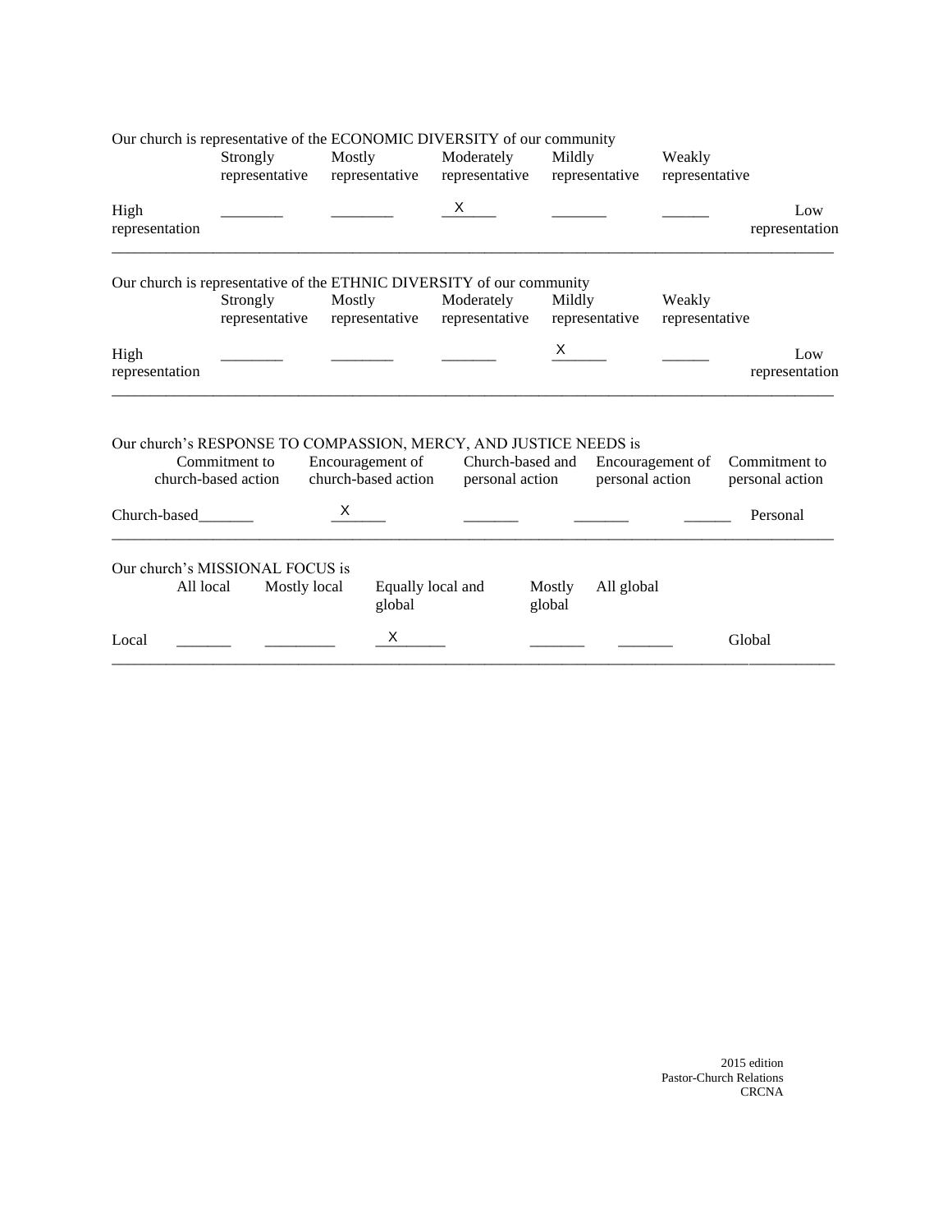Our church is representative of the ECONOMIC DIVERSITY of our community

| | Strongly representative | Mostly representative | Moderately representative | Mildly representative | Weakly representative | |
|---|---|---|---|---|---|---|
| High representation | ________ | ________ | __X____ | _______ | ______ | Low representation |

Our church is representative of the ETHNIC DIVERSITY of our community

| | Strongly representative | Mostly representative | Moderately representative | Mildly representative | Weakly representative | |
|---|---|---|---|---|---|---|
| High representation | ________ | ________ | _______ | X______ | ______ | Low representation |

Our church's RESPONSE TO COMPASSION, MERCY, AND JUSTICE NEEDS is

| | Commitment to church-based action | Encouragement of church-based action | Church-based and personal action | Encouragement of personal action | Commitment to personal action | |
|---|---|---|---|---|---|---|
| Church-based | _______ | __X____ | _______ | _______ | ______ | Personal |

Our church's MISSIONAL FOCUS is

| | All local | Mostly local | Equally local and global | Mostly global | All global | |
|---|---|---|---|---|---|---|
| Local | _______ | _________ | __X______ | _______ | _______ | Global |

2015 edition
Pastor-Church Relations
CRCNA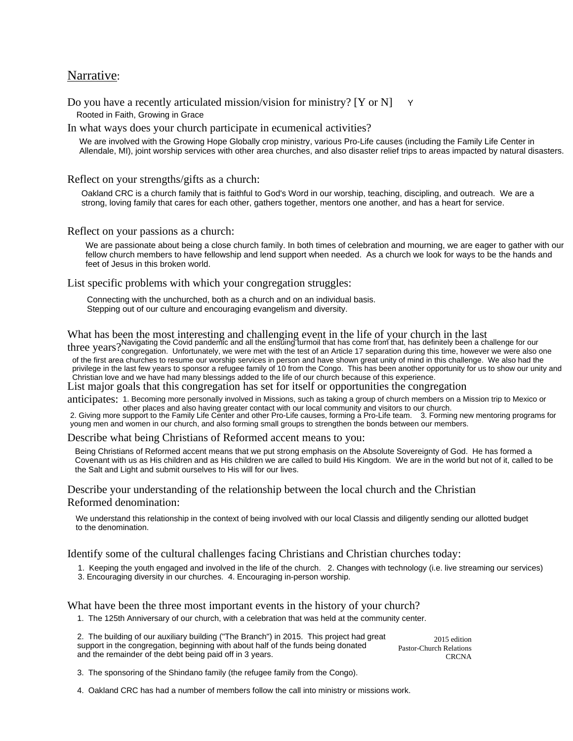## Narrative:

Do you have a recently articulated mission/vision for ministry? [Y or N] Y

Rooted in Faith, Growing in Grace

In what ways does your church participate in ecumenical activities?

We are involved with the Growing Hope Globally crop ministry, various Pro-Life causes (including the Family Life Center in Allendale, MI), joint worship services with other area churches, and also disaster relief trips to areas impacted by natural disasters.

Reflect on your strengths/gifts as a church:

Oakland CRC is a church family that is faithful to God's Word in our worship, teaching, discipling, and outreach. We are a strong, loving family that cares for each other, gathers together, mentors one another, and has a heart for service.

Reflect on your passions as a church:

We are passionate about being a close church family. In both times of celebration and mourning, we are eager to gather with our fellow church members to have fellowship and lend support when needed. As a church we look for ways to be the hands and feet of Jesus in this broken world.

List specific problems with which your congregation struggles:

Connecting with the unchurched, both as a church and on an individual basis.
Stepping out of our culture and encouraging evangelism and diversity.

What has been the most interesting and challenging event in the life of your church in the last three years?

Navigating the Covid pandemic and all the ensuing turmoil that has come from that, has definitely been a challenge for our congregation. Unfortunately, we were met with the test of an Article 17 separation during this time, however we were also one of the first area churches to resume our worship services in person and have shown great unity of mind in this challenge. We also had the privilege in the last few years to sponsor a refugee family of 10 from the Congo. This has been another opportunity for us to show our unity and Christian love and we have had many blessings added to the life of our church because of this experience.

List major goals that this congregation has set for itself or opportunities the congregation anticipates:

1. Becoming more personally involved in Missions, such as taking a group of church members on a Mission trip to Mexico or other places and also having greater contact with our local community and visitors to our church.
2. Giving more support to the Family Life Center and other Pro-Life causes, forming a Pro-Life team.
3. Forming new mentoring programs for young men and women in our church, and also forming small groups to strengthen the bonds between our members.

Describe what being Christians of Reformed accent means to you:

Being Christians of Reformed accent means that we put strong emphasis on the Absolute Sovereignty of God. He has formed a Covenant with us as His children and as His children we are called to build His Kingdom. We are in the world but not of it, called to be the Salt and Light and submit ourselves to His will for our lives.

Describe your understanding of the relationship between the local church and the Christian Reformed denomination:

We understand this relationship in the context of being involved with our local Classis and diligently sending our allotted budget to the denomination.

Identify some of the cultural challenges facing Christians and Christian churches today:

1. Keeping the youth engaged and involved in the life of the church.
2. Changes with technology (i.e. live streaming our services)
3. Encouraging diversity in our churches.
4. Encouraging in-person worship.

What have been the three most important events in the history of your church?

1. The 125th Anniversary of our church, with a celebration that was held at the community center.

2. The building of our auxiliary building ("The Branch") in 2015. This project had great support in the congregation, beginning with about half of the funds being donated and the remainder of the debt being paid off in 3 years.

3. The sponsoring of the Shindano family (the refugee family from the Congo).

4. Oakland CRC has had a number of members follow the call into ministry or missions work.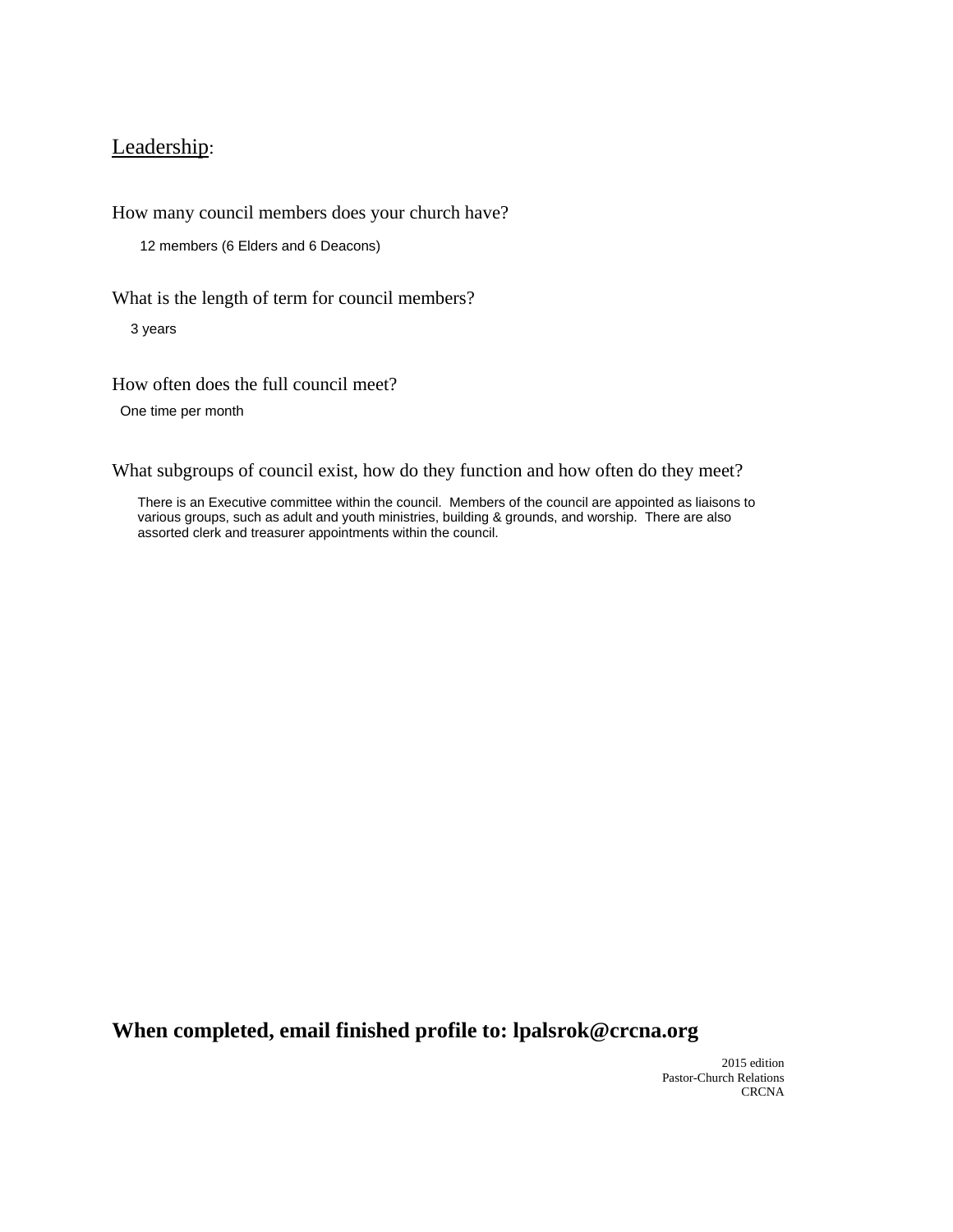## Leadership:

How many council members does your church have?

12 members (6 Elders and 6 Deacons)

What is the length of term for council members?

3 years

How often does the full council meet?

One time per month

What subgroups of council exist, how do they function and how often do they meet?

There is an Executive committee within the council. Members of the council are appointed as liaisons to various groups, such as adult and youth ministries, building & grounds, and worship. There are also assorted clerk and treasurer appointments within the council.

**When completed, email finished profile to: lpalsrok@crcna.org**

2015 edition
Pastor-Church Relations
CRCNA